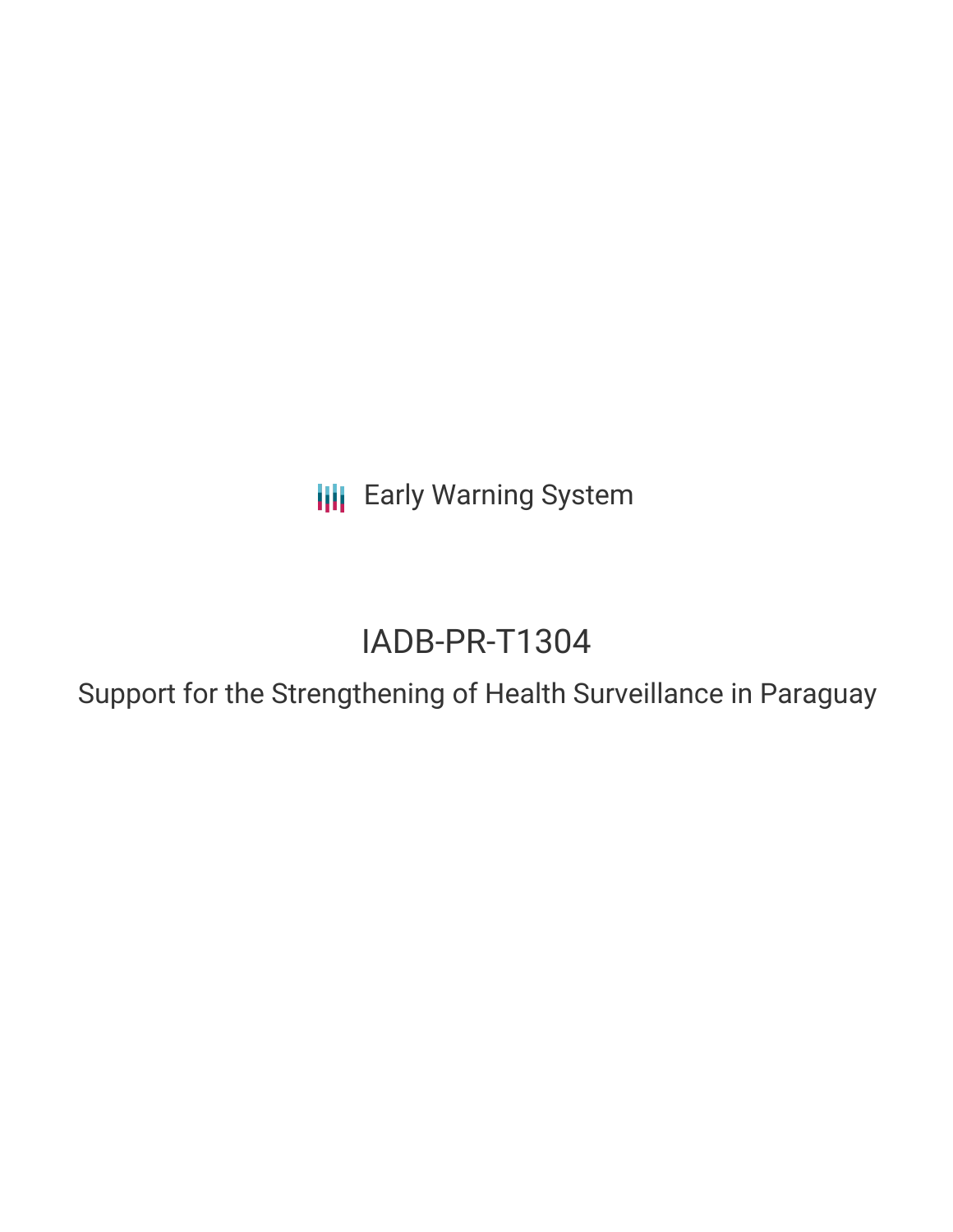Early Warning System

# IADB-PR-T1304

## Support for the Strengthening of Health Surveillance in Paraguay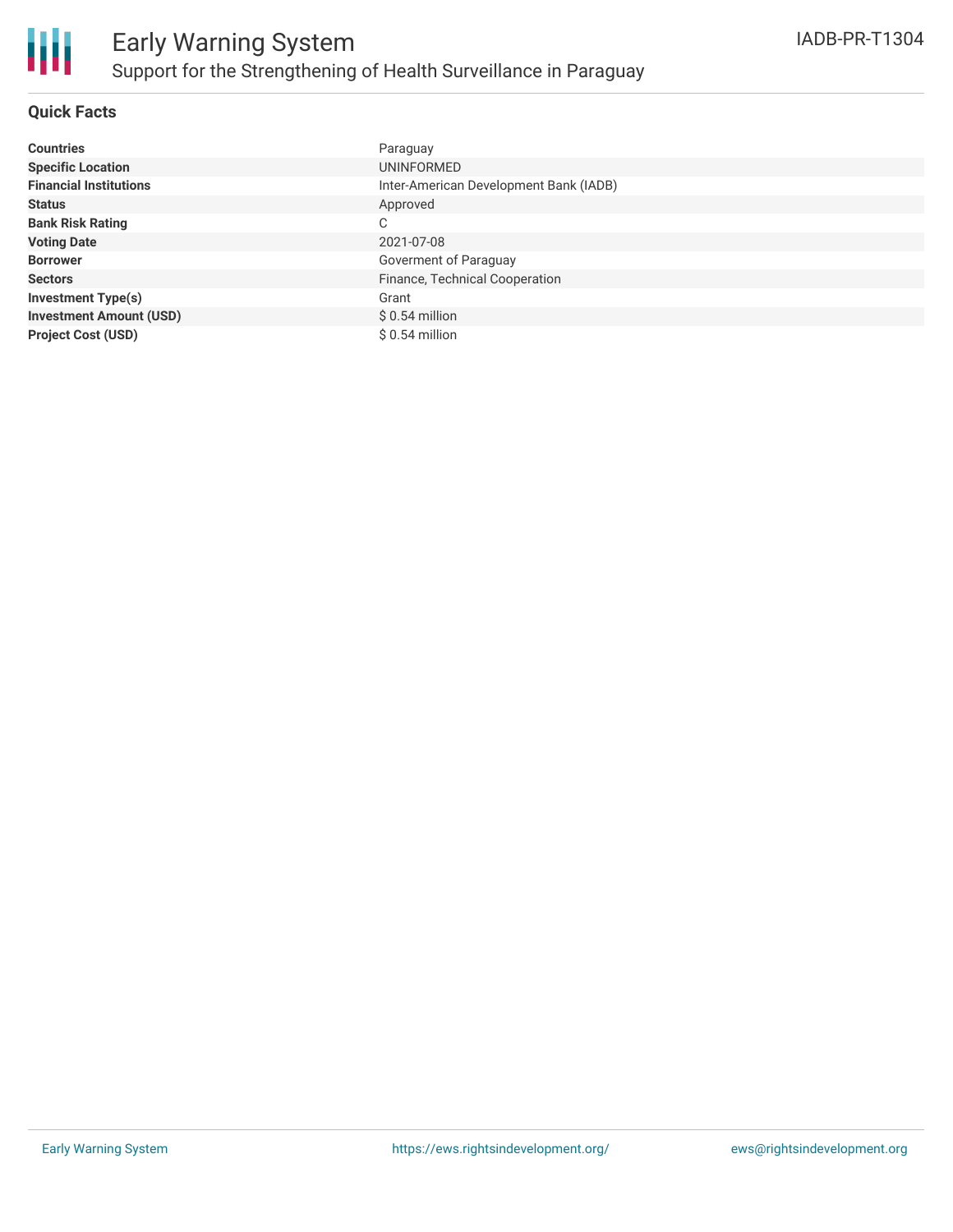# Early Warning System

## Support for the Strengthening of Health Surveillance in Paraguay

IADB-PR-T1304

### Quick Facts

| | |
|---|---|
| **Countries** | Paraguay |
| **Specific Location** | UNINFORMED |
| **Financial Institutions** | Inter-American Development Bank (IADB) |
| **Status** | Approved |
| **Bank Risk Rating** | C |
| **Voting Date** | 2021-07-08 |
| **Borrower** | Goverment of Paraguay |
| **Sectors** | Finance, Technical Cooperation |
| **Investment Type(s)** | Grant |
| **Investment Amount (USD)** | $ 0.54 million |
| **Project Cost (USD)** | $ 0.54 million |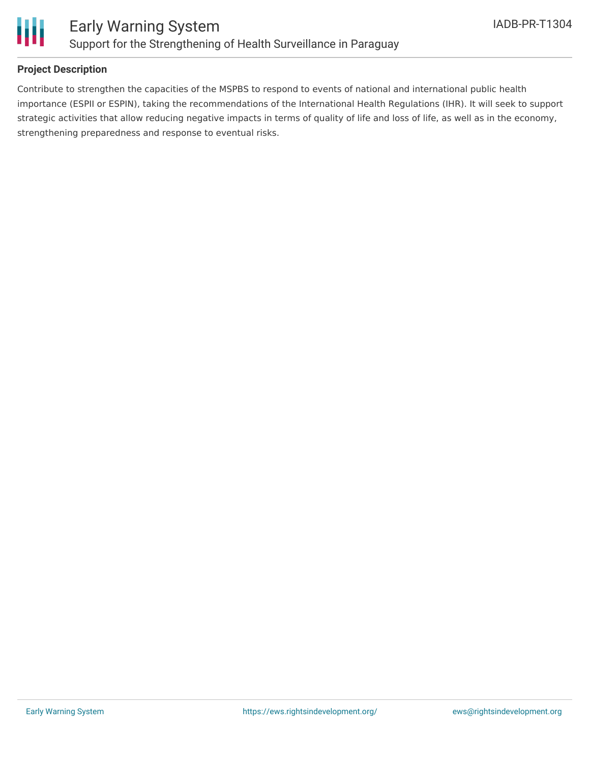## Project Description

Contribute to strengthen the capacities of the MSPBS to respond to events of national and international public health importance (ESPII or ESPIN), taking the recommendations of the International Health Regulations (IHR). It will seek to support strategic activities that allow reducing negative impacts in terms of quality of life and loss of life, as well as in the economy, strengthening preparedness and response to eventual risks.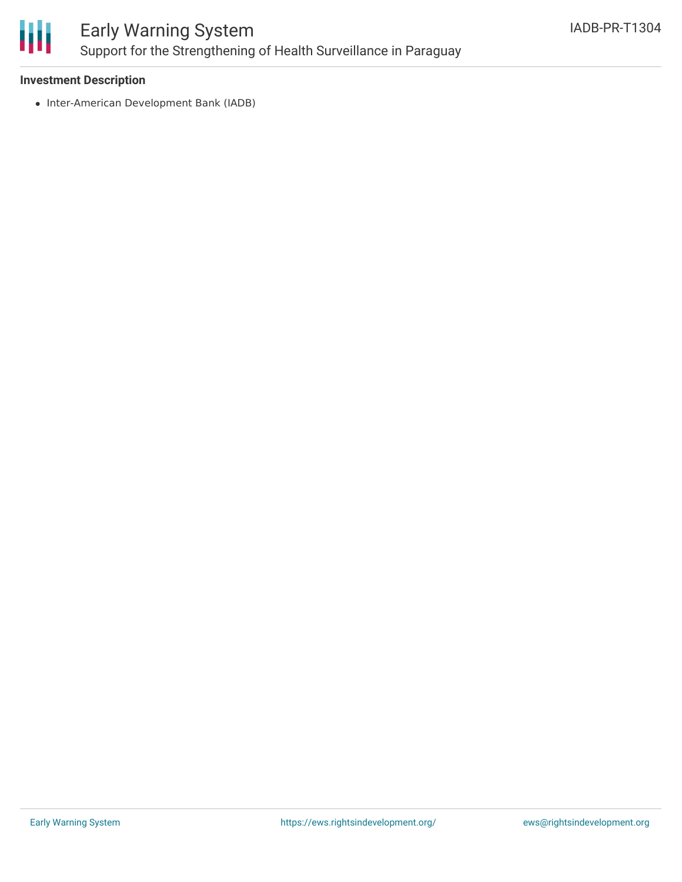**Investment Description**

- Inter-American Development Bank (IADB)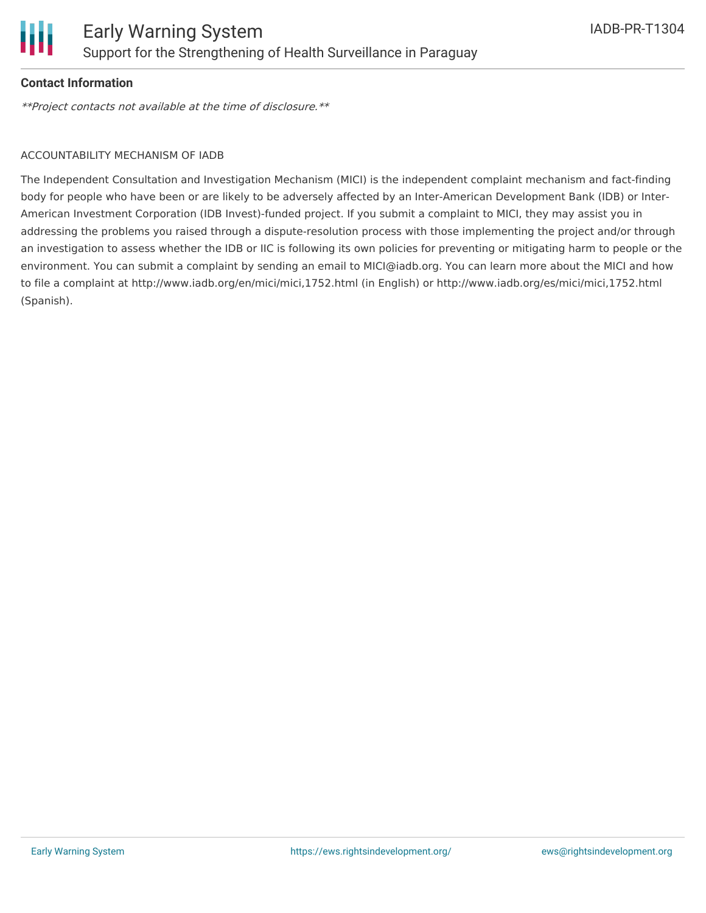**Contact Information**

*\*\*Project contacts not available at the time of disclosure.\*\**

ACCOUNTABILITY MECHANISM OF IADB

The Independent Consultation and Investigation Mechanism (MICI) is the independent complaint mechanism and fact-finding body for people who have been or are likely to be adversely affected by an Inter-American Development Bank (IDB) or Inter-American Investment Corporation (IDB Invest)-funded project. If you submit a complaint to MICI, they may assist you in addressing the problems you raised through a dispute-resolution process with those implementing the project and/or through an investigation to assess whether the IDB or IIC is following its own policies for preventing or mitigating harm to people or the environment. You can submit a complaint by sending an email to MICI@iadb.org. You can learn more about the MICI and how to file a complaint at http://www.iadb.org/en/mici/mici,1752.html (in English) or http://www.iadb.org/es/mici/mici,1752.html (Spanish).